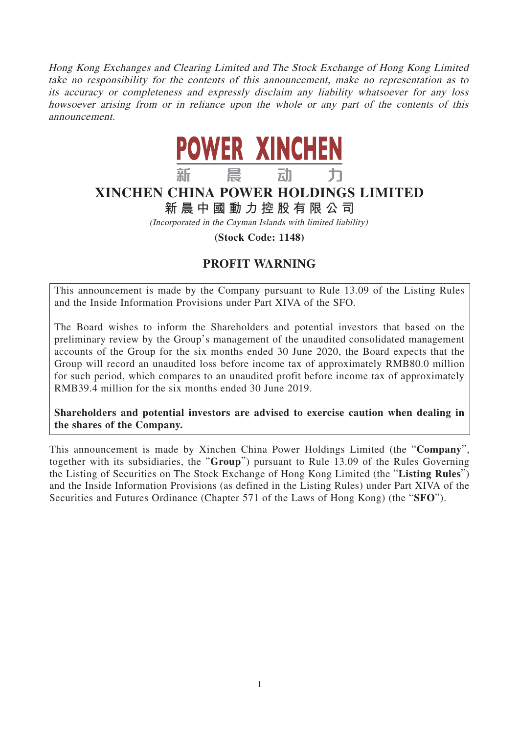*Hong Kong Exchanges and Clearing Limited and The Stock Exchange of Hong Kong Limited take no responsibility for the contents of this announcement, make no representation as to its accuracy or completeness and expressly disclaim any liability whatsoever for any loss howsoever arising from or in reliance upon the whole or any part of the contents of this announcement.*

POWER XINCHEN

新 晨 动 力

# XINCHEN CHINA POWER HOLDINGS LIMITED

**新晨中國動力控股有限公司**

*(Incorporated in the Cayman Islands with limited liability)*

**(Stock Code: 1148)**

## PROFIT WARNING

This announcement is made by the Company pursuant to Rule 13.09 of the Listing Rules and the Inside Information Provisions under Part XIVA of the SFO.

The Board wishes to inform the Shareholders and potential investors that based on the preliminary review by the Group's management of the unaudited consolidated management accounts of the Group for the six months ended 30 June 2020, the Board expects that the Group will record an unaudited loss before income tax of approximately RMB80.0 million for such period, which compares to an unaudited profit before income tax of approximately RMB39.4 million for the six months ended 30 June 2019.

**Shareholders and potential investors are advised to exercise caution when dealing in the shares of the Company.**

This announcement is made by Xinchen China Power Holdings Limited (the "**Company**", together with its subsidiaries, the "**Group**") pursuant to Rule 13.09 of the Rules Governing the Listing of Securities on The Stock Exchange of Hong Kong Limited (the "**Listing Rules**") and the Inside Information Provisions (as defined in the Listing Rules) under Part XIVA of the Securities and Futures Ordinance (Chapter 571 of the Laws of Hong Kong) (the "**SFO**").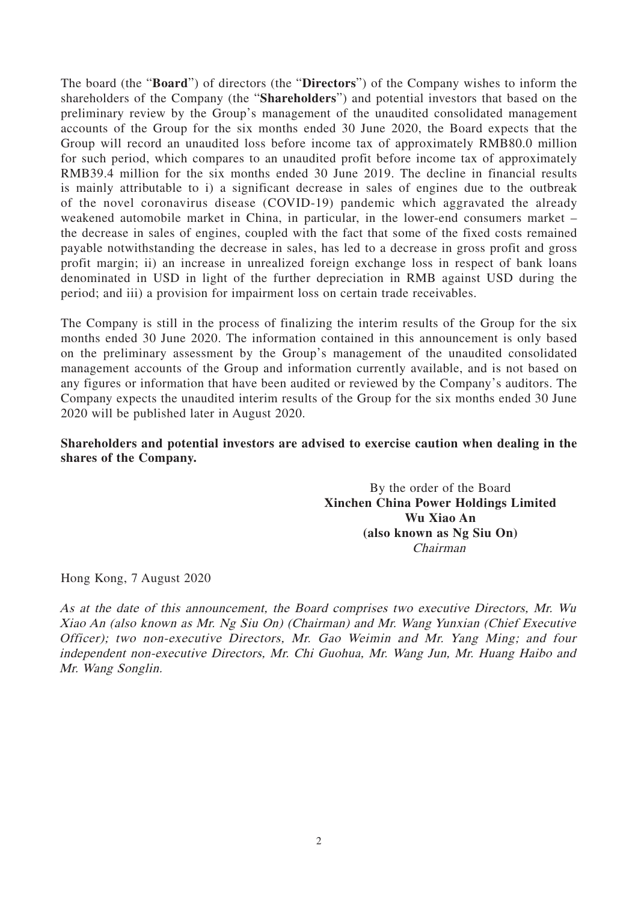The board (the "**Board**") of directors (the "**Directors**") of the Company wishes to inform the shareholders of the Company (the "**Shareholders**") and potential investors that based on the preliminary review by the Group's management of the unaudited consolidated management accounts of the Group for the six months ended 30 June 2020, the Board expects that the Group will record an unaudited loss before income tax of approximately RMB80.0 million for such period, which compares to an unaudited profit before income tax of approximately RMB39.4 million for the six months ended 30 June 2019. The decline in financial results is mainly attributable to i) a significant decrease in sales of engines due to the outbreak of the novel coronavirus disease (COVID-19) pandemic which aggravated the already weakened automobile market in China, in particular, in the lower-end consumers market – the decrease in sales of engines, coupled with the fact that some of the fixed costs remained payable notwithstanding the decrease in sales, has led to a decrease in gross profit and gross profit margin; ii) an increase in unrealized foreign exchange loss in respect of bank loans denominated in USD in light of the further depreciation in RMB against USD during the period; and iii) a provision for impairment loss on certain trade receivables.

The Company is still in the process of finalizing the interim results of the Group for the six months ended 30 June 2020. The information contained in this announcement is only based on the preliminary assessment by the Group's management of the unaudited consolidated management accounts of the Group and information currently available, and is not based on any figures or information that have been audited or reviewed by the Company's auditors. The Company expects the unaudited interim results of the Group for the six months ended 30 June 2020 will be published later in August 2020.

**Shareholders and potential investors are advised to exercise caution when dealing in the shares of the Company.**

By the order of the Board
**Xinchen China Power Holdings Limited**
**Wu Xiao An**
**(also known as Ng Siu On)**
*Chairman*

Hong Kong, 7 August 2020

*As at the date of this announcement, the Board comprises two executive Directors, Mr. Wu Xiao An (also known as Mr. Ng Siu On) (Chairman) and Mr. Wang Yunxian (Chief Executive Officer); two non-executive Directors, Mr. Gao Weimin and Mr. Yang Ming; and four independent non-executive Directors, Mr. Chi Guohua, Mr. Wang Jun, Mr. Huang Haibo and Mr. Wang Songlin.*